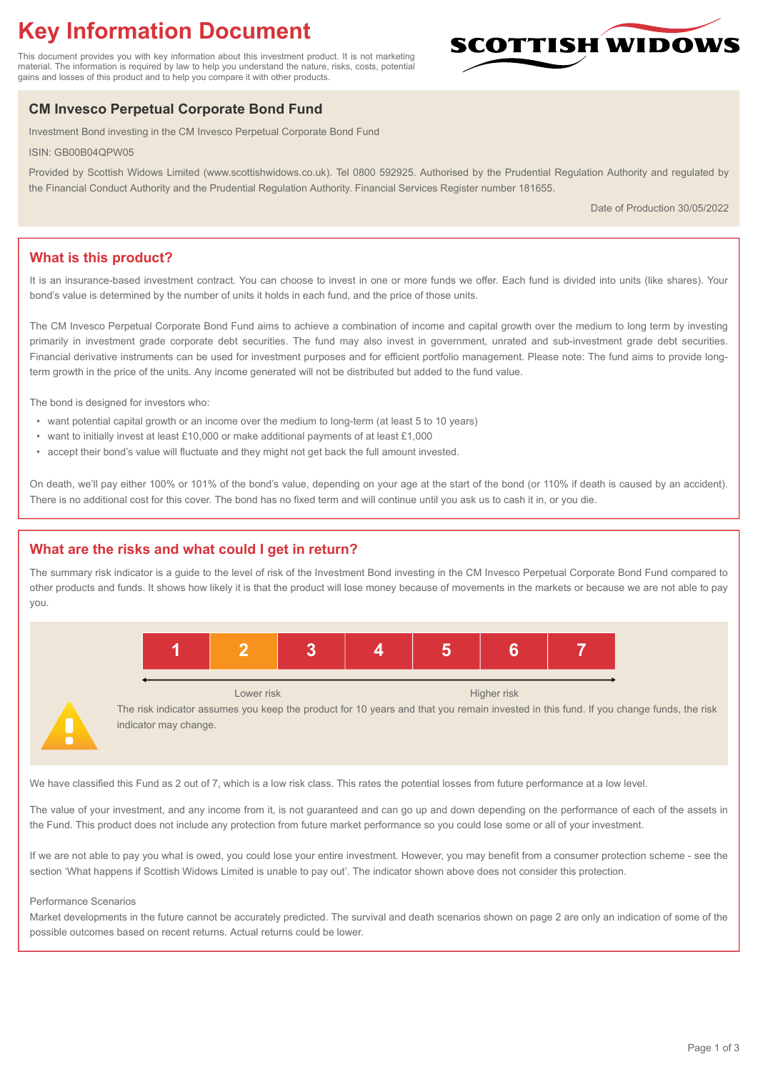# Key Information Document

This document provides you with key information about this investment product. It is not marketing material. The information is required by law to help you understand the nature, risks, costs, potential gains and losses of this product and to help you compare it with other products.

SCOTTISH WIDOWS

## CM Invesco Perpetual Corporate Bond Fund

Investment Bond investing in the CM Invesco Perpetual Corporate Bond Fund

ISIN: GB00B04QPW05

Provided by Scottish Widows Limited (www.scottishwidows.co.uk). Tel 0800 592925. Authorised by the Prudential Regulation Authority and regulated by the Financial Conduct Authority and the Prudential Regulation Authority. Financial Services Register number 181655.

Date of Production 30/05/2022

## What is this product?

It is an insurance-based investment contract. You can choose to invest in one or more funds we offer. Each fund is divided into units (like shares). Your bond's value is determined by the number of units it holds in each fund, and the price of those units.

The CM Invesco Perpetual Corporate Bond Fund aims to achieve a combination of income and capital growth over the medium to long term by investing primarily in investment grade corporate debt securities. The fund may also invest in government, unrated and sub-investment grade debt securities. Financial derivative instruments can be used for investment purposes and for efficient portfolio management. Please note: The fund aims to provide long-term growth in the price of the units. Any income generated will not be distributed but added to the fund value.

The bond is designed for investors who:

- want potential capital growth or an income over the medium to long-term (at least 5 to 10 years)
- want to initially invest at least £10,000 or make additional payments of at least £1,000
- accept their bond's value will fluctuate and they might not get back the full amount invested.

On death, we'll pay either 100% or 101% of the bond's value, depending on your age at the start of the bond (or 110% if death is caused by an accident). There is no additional cost for this cover. The bond has no fixed term and will continue until you ask us to cash it in, or you die.

## What are the risks and what could I get in return?

The summary risk indicator is a guide to the level of risk of the Investment Bond investing in the CM Invesco Perpetual Corporate Bond Fund compared to other products and funds. It shows how likely it is that the product will lose money because of movements in the markets or because we are not able to pay you.

| 1 | **2** | 3 | 4 | 5 | 6 | 7 |
|---|---|---|---|---|---|---|

Lower risk ← → Higher risk

The risk indicator assumes you keep the product for 10 years and that you remain invested in this fund. If you change funds, the risk indicator may change.

We have classified this Fund as 2 out of 7, which is a low risk class. This rates the potential losses from future performance at a low level.

The value of your investment, and any income from it, is not guaranteed and can go up and down depending on the performance of each of the assets in the Fund. This product does not include any protection from future market performance so you could lose some or all of your investment.

If we are not able to pay you what is owed, you could lose your entire investment. However, you may benefit from a consumer protection scheme - see the section 'What happens if Scottish Widows Limited is unable to pay out'. The indicator shown above does not consider this protection.

Performance Scenarios

Market developments in the future cannot be accurately predicted. The survival and death scenarios shown on page 2 are only an indication of some of the possible outcomes based on recent returns. Actual returns could be lower.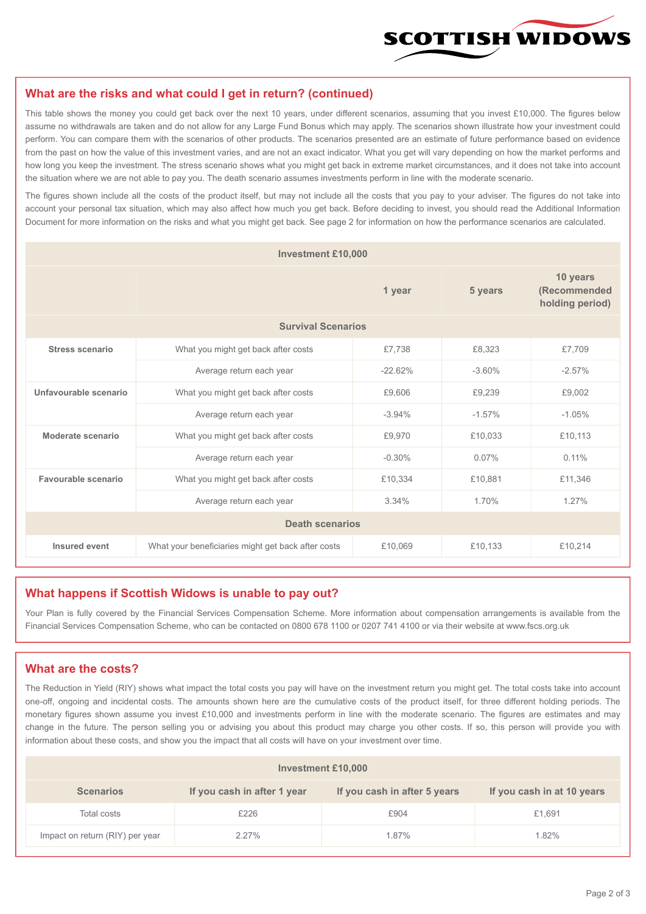## What are the risks and what could I get in return? (continued)

This table shows the money you could get back over the next 10 years, under different scenarios, assuming that you invest £10,000. The figures below assume no withdrawals are taken and do not allow for any Large Fund Bonus which may apply. The scenarios shown illustrate how your investment could perform. You can compare them with the scenarios of other products. The scenarios presented are an estimate of future performance based on evidence from the past on how the value of this investment varies, and are not an exact indicator. What you get will vary depending on how the market performs and how long you keep the investment. The stress scenario shows what you might get back in extreme market circumstances, and it does not take into account the situation where we are not able to pay you. The death scenario assumes investments perform in line with the moderate scenario.

The figures shown include all the costs of the product itself, but may not include all the costs that you pay to your adviser. The figures do not take into account your personal tax situation, which may also affect how much you get back. Before deciding to invest, you should read the Additional Information Document for more information on the risks and what you might get back. See page 2 for information on how the performance scenarios are calculated.

| Investment £10,000 | | | | |
|---|---|---|---|---|
| | | **1 year** | **5 years** | **10 years (Recommended holding period)** |
| **Survival Scenarios** | | | | |
| **Stress scenario** | What you might get back after costs | £7,738 | £8,323 | £7,709 |
| | Average return each year | -22.62% | -3.60% | -2.57% |
| **Unfavourable scenario** | What you might get back after costs | £9,606 | £9,239 | £9,002 |
| | Average return each year | -3.94% | -1.57% | -1.05% |
| **Moderate scenario** | What you might get back after costs | £9,970 | £10,033 | £10,113 |
| | Average return each year | -0.30% | 0.07% | 0.11% |
| **Favourable scenario** | What you might get back after costs | £10,334 | £10,881 | £11,346 |
| | Average return each year | 3.34% | 1.70% | 1.27% |
| **Death scenarios** | | | | |
| **Insured event** | What your beneficiaries might get back after costs | £10,069 | £10,133 | £10,214 |

## What happens if Scottish Widows is unable to pay out?

Your Plan is fully covered by the Financial Services Compensation Scheme. More information about compensation arrangements is available from the Financial Services Compensation Scheme, who can be contacted on 0800 678 1100 or 0207 741 4100 or via their website at www.fscs.org.uk

## What are the costs?

The Reduction in Yield (RIY) shows what impact the total costs you pay will have on the investment return you might get. The total costs take into account one-off, ongoing and incidental costs. The amounts shown here are the cumulative costs of the product itself, for three different holding periods. The monetary figures shown assume you invest £10,000 and investments perform in line with the moderate scenario. The figures are estimates and may change in the future. The person selling you or advising you about this product may charge you other costs. If so, this person will provide you with information about these costs, and show you the impact that all costs will have on your investment over time.

| Investment £10,000 | | | |
|---|---|---|---|
| **Scenarios** | **If you cash in after 1 year** | **If you cash in after 5 years** | **If you cash in at 10 years** |
| Total costs | £226 | £904 | £1,691 |
| Impact on return (RIY) per year | 2.27% | 1.87% | 1.82% |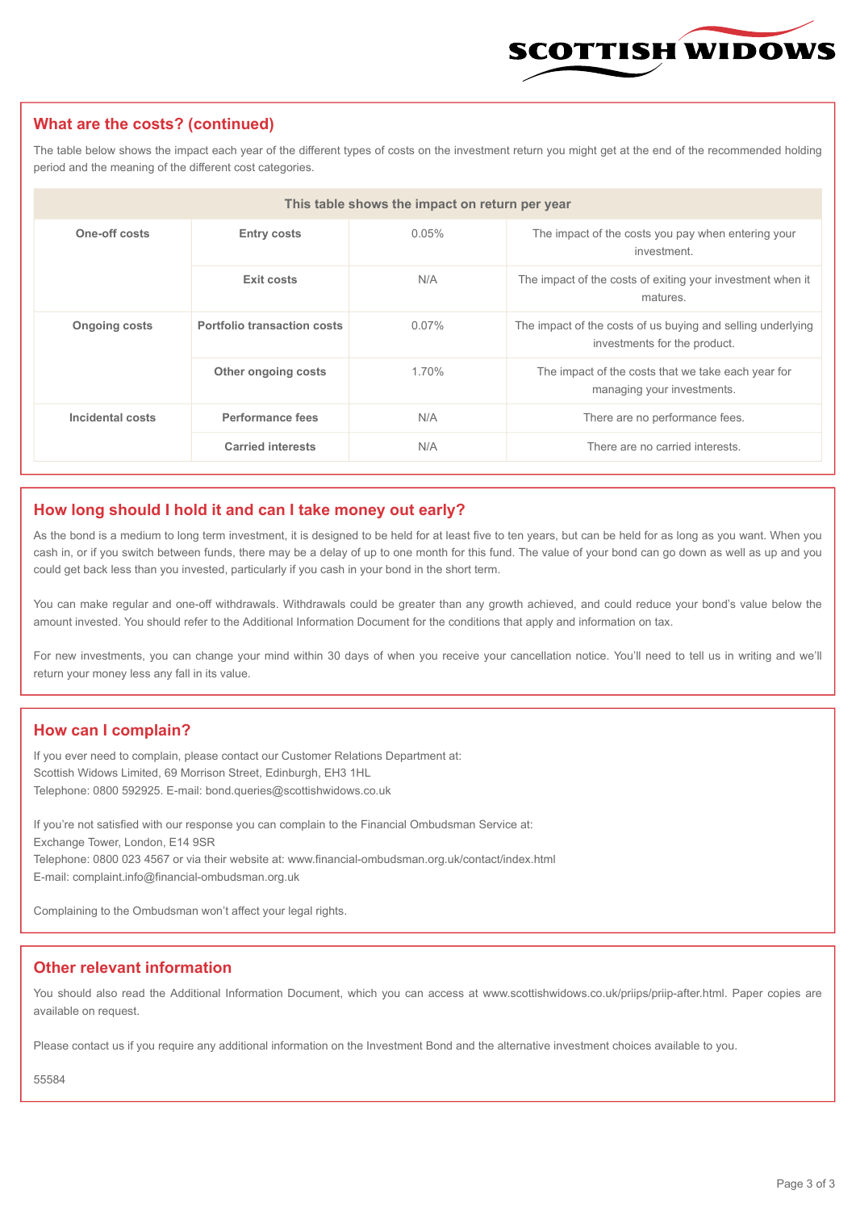## What are the costs? (continued)

The table below shows the impact each year of the different types of costs on the investment return you might get at the end of the recommended holding period and the meaning of the different cost categories.

| This table shows the impact on return per year | | | |
|---|---|---|---|
| **One-off costs** | **Entry costs** | 0.05% | The impact of the costs you pay when entering your investment. |
| | **Exit costs** | N/A | The impact of the costs of exiting your investment when it matures. |
| **Ongoing costs** | **Portfolio transaction costs** | 0.07% | The impact of the costs of us buying and selling underlying investments for the product. |
| | **Other ongoing costs** | 1.70% | The impact of the costs that we take each year for managing your investments. |
| **Incidental costs** | **Performance fees** | N/A | There are no performance fees. |
| | **Carried interests** | N/A | There are no carried interests. |

## How long should I hold it and can I take money out early?

As the bond is a medium to long term investment, it is designed to be held for at least five to ten years, but can be held for as long as you want. When you cash in, or if you switch between funds, there may be a delay of up to one month for this fund. The value of your bond can go down as well as up and you could get back less than you invested, particularly if you cash in your bond in the short term.

You can make regular and one-off withdrawals. Withdrawals could be greater than any growth achieved, and could reduce your bond's value below the amount invested. You should refer to the Additional Information Document for the conditions that apply and information on tax.

For new investments, you can change your mind within 30 days of when you receive your cancellation notice. You'll need to tell us in writing and we'll return your money less any fall in its value.

## How can I complain?

If you ever need to complain, please contact our Customer Relations Department at:
Scottish Widows Limited, 69 Morrison Street, Edinburgh, EH3 1HL
Telephone: 0800 592925. E-mail: bond.queries@scottishwidows.co.uk

If you're not satisfied with our response you can complain to the Financial Ombudsman Service at:
Exchange Tower, London, E14 9SR
Telephone: 0800 023 4567 or via their website at: www.financial-ombudsman.org.uk/contact/index.html
E-mail: complaint.info@financial-ombudsman.org.uk

Complaining to the Ombudsman won't affect your legal rights.

## Other relevant information

You should also read the Additional Information Document, which you can access at www.scottishwidows.co.uk/priips/priip-after.html. Paper copies are available on request.

Please contact us if you require any additional information on the Investment Bond and the alternative investment choices available to you.

55584